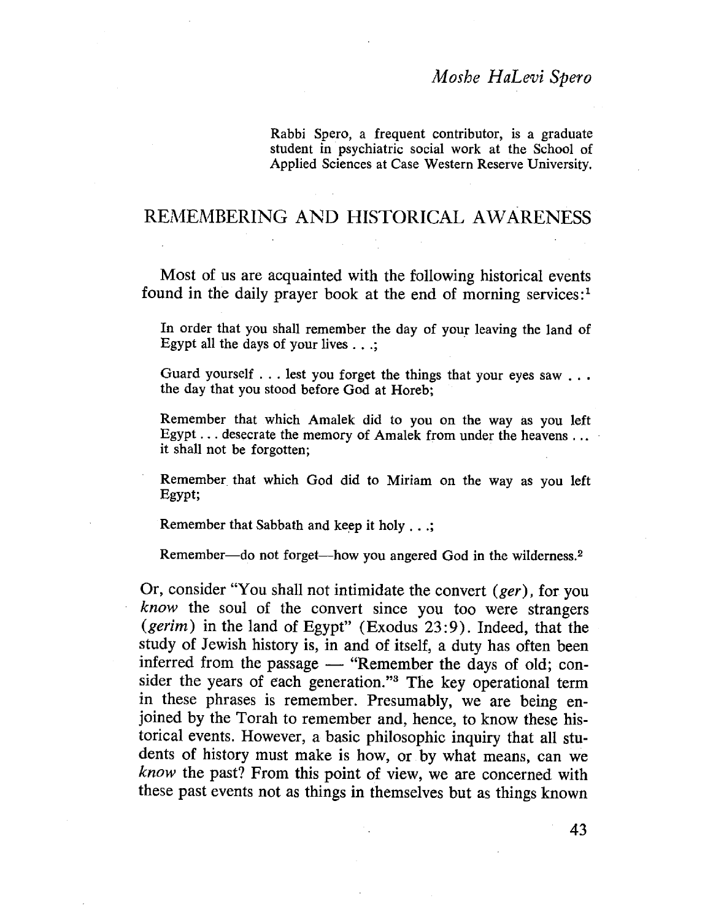*Moshe HaLevi Spero*

Rabbi Spero, a frequent contributor, is a graduate student in psychiatric social work at the School of Applied Sciences at Case Western Reserve University.

# REMEMBERING AND HISTORICAL AWARENESS

Most of us are acquainted with the following historical events found in the daily prayer book at the end of morning services:[1]

> In order that you shall remember the day of your leaving the land of Egypt all the days of your lives . . .;
>
> Guard yourself . . . lest you forget the things that your eyes saw . . . the day that you stood before God at Horeb;
>
> Remember that which Amalek did to you on the way as you left Egypt . . . desecrate the memory of Amalek from under the heavens . . . it shall not be forgotten;
>
> Remember that which God did to Miriam on the way as you left Egypt;
>
> Remember that Sabbath and keep it holy . . .;
>
> Remember—do not forget—how you angered God in the wilderness.[2]

Or, consider "You shall not intimidate the convert (*ger*), for you *know* the soul of the convert since you too were strangers (*gerim*) in the land of Egypt" (Exodus 23:9). Indeed, that the study of Jewish history is, in and of itself, a duty has often been inferred from the passage — "Remember the days of old; consider the years of each generation."[3] The key operational term in these phrases is remember. Presumably, we are being enjoined by the Torah to remember and, hence, to know these historical events. However, a basic philosophic inquiry that all students of history must make is how, or by what means, can we *know* the past? From this point of view, we are concerned with these past events not as things in themselves but as things known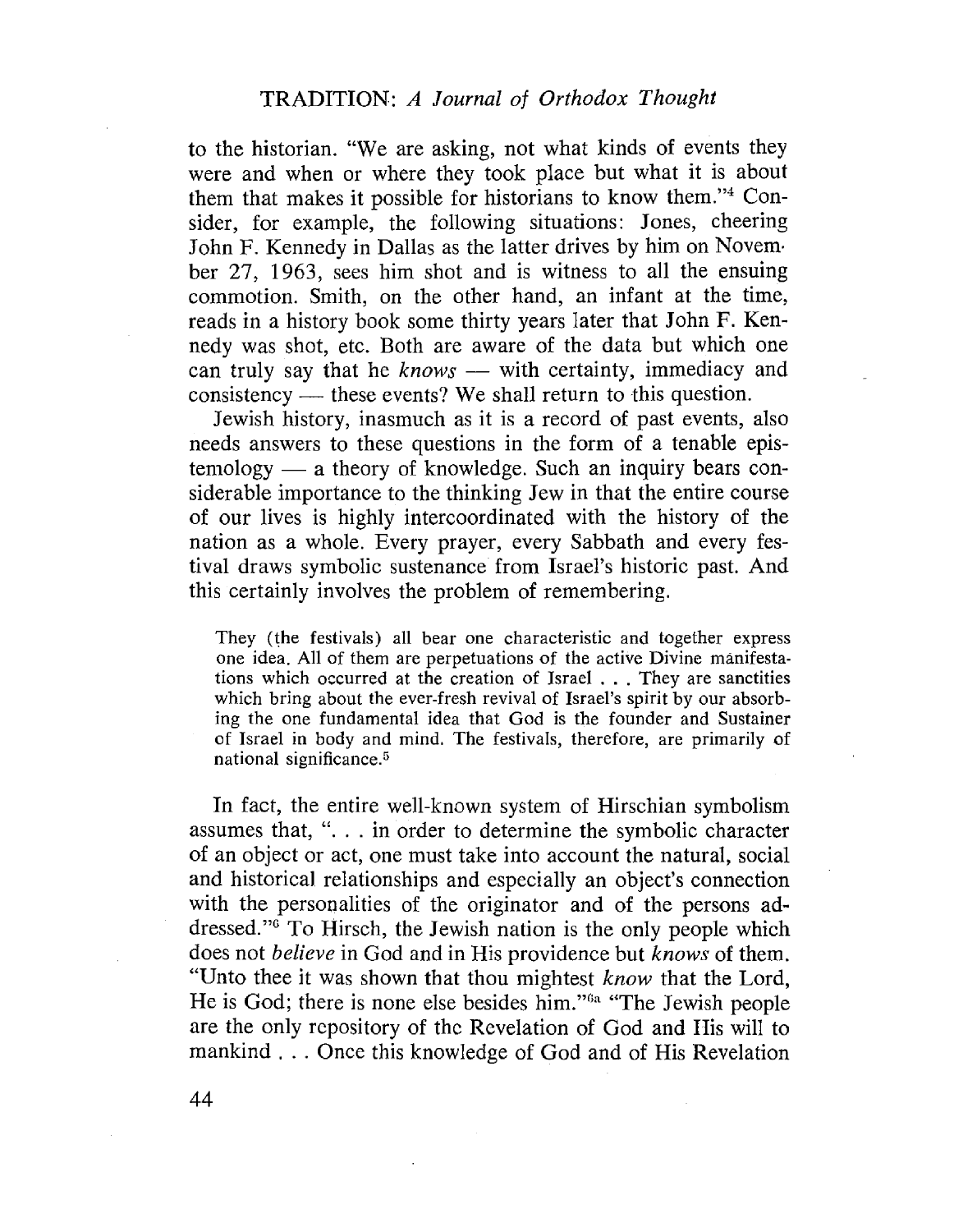to the historian. "We are asking, not what kinds of events they were and when or where they took place but what it is about them that makes it possible for historians to know them."[4] Consider, for example, the following situations: Jones, cheering John F. Kennedy in Dallas as the latter drives by him on November 27, 1963, sees him shot and is witness to all the ensuing commotion. Smith, on the other hand, an infant at the time, reads in a history book some thirty years later that John F. Kennedy was shot, etc. Both are aware of the data but which one can truly say that he *knows* — with certainty, immediacy and consistency — these events? We shall return to this question.

Jewish history, inasmuch as it is a record of past events, also needs answers to these questions in the form of a tenable epistemology — a theory of knowledge. Such an inquiry bears considerable importance to the thinking Jew in that the entire course of our lives is highly intercoordinated with the history of the nation as a whole. Every prayer, every Sabbath and every festival draws symbolic sustenance from Israel's historic past. And this certainly involves the problem of remembering.

> They (the festivals) all bear one characteristic and together express one idea. All of them are perpetuations of the active Divine manifestations which occurred at the creation of Israel . . . They are sanctities which bring about the ever-fresh revival of Israel's spirit by our absorbing the one fundamental idea that God is the founder and Sustainer of Israel in body and mind. The festivals, therefore, are primarily of national significance.[5]

In fact, the entire well-known system of Hirschian symbolism assumes that, ". . . in order to determine the symbolic character of an object or act, one must take into account the natural, social and historical relationships and especially an object's connection with the personalities of the originator and of the persons addressed."[6] To Hirsch, the Jewish nation is the only people which does not *believe* in God and in His providence but *knows* of them. "Unto thee it was shown that thou mightest *know* that the Lord, He is God; there is none else besides him."[6a] "The Jewish people are the only repository of the Revelation of God and His will to mankind . . . Once this knowledge of God and of His Revelation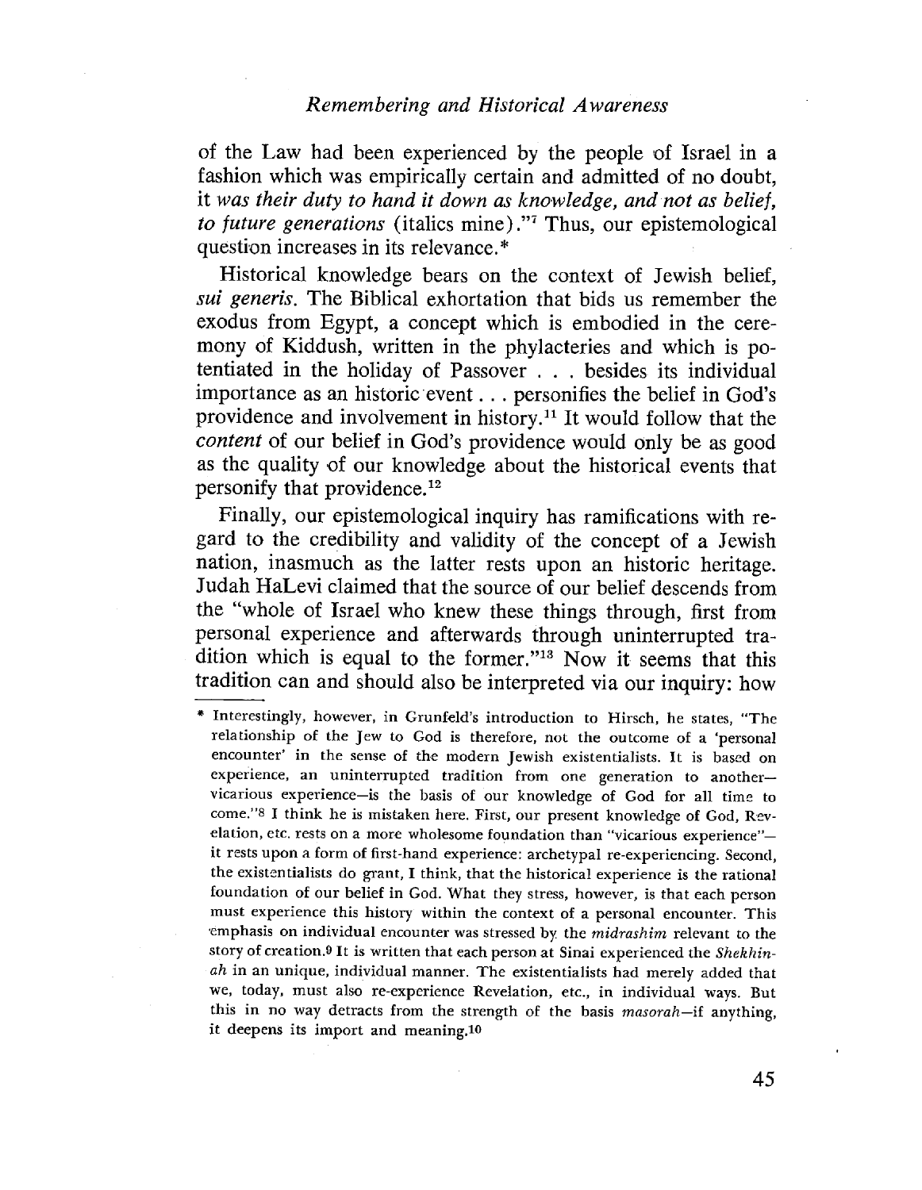of the Law had been experienced by the people of Israel in a fashion which was empirically certain and admitted of no doubt, it *was their duty to hand it down as knowledge, and not as belief, to future generations* (italics mine)."[7] Thus, our epistemological question increases in its relevance.*

Historical knowledge bears on the context of Jewish belief, *sui generis*. The Biblical exhortation that bids us remember the exodus from Egypt, a concept which is embodied in the ceremony of Kiddush, written in the phylacteries and which is potentiated in the holiday of Passover . . . besides its individual importance as an historic event . . . personifies the belief in God's providence and involvement in history.[11] It would follow that the *content* of our belief in God's providence would only be as good as the quality of our knowledge about the historical events that personify that providence.[12]

Finally, our epistemological inquiry has ramifications with regard to the credibility and validity of the concept of a Jewish nation, inasmuch as the latter rests upon an historic heritage. Judah HaLevi claimed that the source of our belief descends from the "whole of Israel who knew these things through, first from personal experience and afterwards through uninterrupted tradition which is equal to the former."[13] Now it seems that this tradition can and should also be interpreted via our inquiry: how

---

\* Interestingly, however, in Grunfeld's introduction to Hirsch, he states, "The relationship of the Jew to God is therefore, not the outcome of a 'personal encounter' in the sense of the modern Jewish existentialists. It is based on experience, an uninterrupted tradition from one generation to another—vicarious experience—is the basis of our knowledge of God for all time to come."[8] I think he is mistaken here. First, our present knowledge of God, Revelation, etc. rests on a more wholesome foundation than "vicarious experience"—it rests upon a form of first-hand experience: archetypal re-experiencing. Second, the existentialists do grant, I think, that the historical experience is the rational foundation of our belief in God. What they stress, however, is that each person must experience this history within the context of a personal encounter. This emphasis on individual encounter was stressed by the *midrashim* relevant to the story of creation.[9] It is written that each person at Sinai experienced the *Shekhinah* in an unique, individual manner. The existentialists had merely added that we, today, must also re-experience Revelation, etc., in individual ways. But this in no way detracts from the strength of the basis *masorah*—if anything, it deepens its import and meaning.[10]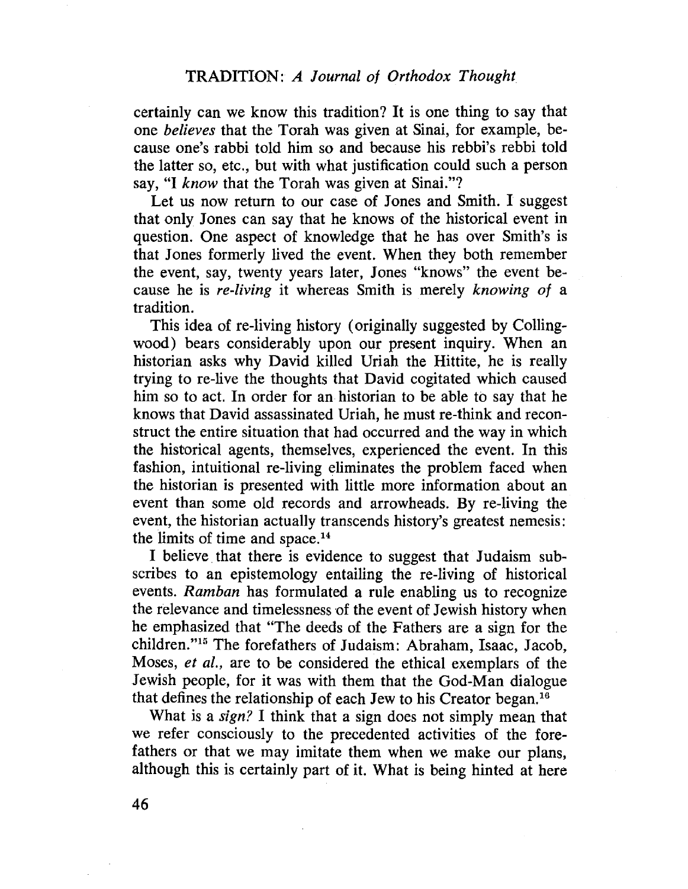certainly can we know this tradition? It is one thing to say that one *believes* that the Torah was given at Sinai, for example, because one's rabbi told him so and because his rebbi's rebbi told the latter so, etc., but with what justification could such a person say, "I *know* that the Torah was given at Sinai."?

Let us now return to our case of Jones and Smith. I suggest that only Jones can say that he knows of the historical event in question. One aspect of knowledge that he has over Smith's is that Jones formerly lived the event. When they both remember the event, say, twenty years later, Jones "knows" the event because he is *re-living* it whereas Smith is merely *knowing of* a tradition.

This idea of re-living history (originally suggested by Collingwood) bears considerably upon our present inquiry. When an historian asks why David killed Uriah the Hittite, he is really trying to re-live the thoughts that David cogitated which caused him so to act. In order for an historian to be able to say that he knows that David assassinated Uriah, he must re-think and reconstruct the entire situation that had occurred and the way in which the historical agents, themselves, experienced the event. In this fashion, intuitional re-living eliminates the problem faced when the historian is presented with little more information about an event than some old records and arrowheads. By re-living the event, the historian actually transcends history's greatest nemesis: the limits of time and space.[14]

I believe that there is evidence to suggest that Judaism subscribes to an epistemology entailing the re-living of historical events. *Ramban* has formulated a rule enabling us to recognize the relevance and timelessness of the event of Jewish history when he emphasized that "The deeds of the Fathers are a sign for the children."[15] The forefathers of Judaism: Abraham, Isaac, Jacob, Moses, *et al.*, are to be considered the ethical exemplars of the Jewish people, for it was with them that the God-Man dialogue that defines the relationship of each Jew to his Creator began.[16]

What is a *sign?* I think that a sign does not simply mean that we refer consciously to the precedented activities of the forefathers or that we may imitate them when we make our plans, although this is certainly part of it. What is being hinted at here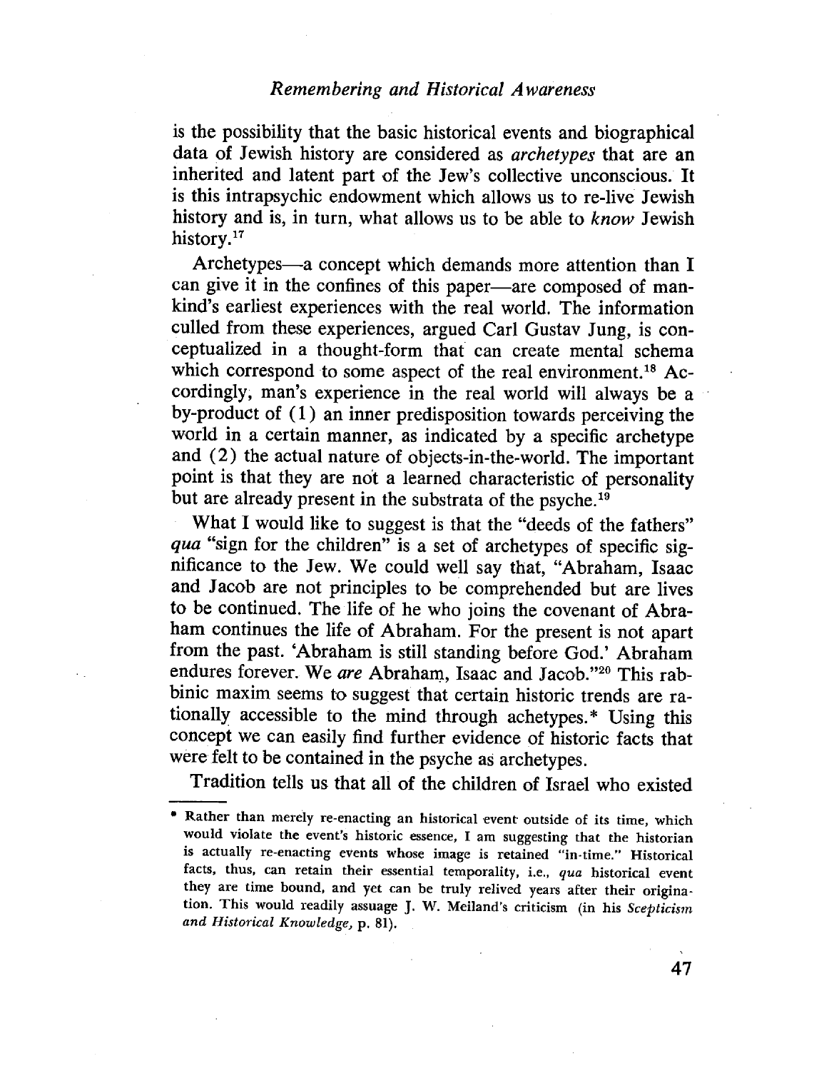is the possibility that the basic historical events and biographical data of Jewish history are considered as *archetypes* that are an inherited and latent part of the Jew's collective unconscious. It is this intrapsychic endowment which allows us to re-live Jewish history and is, in turn, what allows us to be able to *know* Jewish history.[17]

Archetypes—a concept which demands more attention than I can give it in the confines of this paper—are composed of mankind's earliest experiences with the real world. The information culled from these experiences, argued Carl Gustav Jung, is conceptualized in a thought-form that can create mental schema which correspond to some aspect of the real environment.[18] Accordingly, man's experience in the real world will always be a by-product of (1) an inner predisposition towards perceiving the world in a certain manner, as indicated by a specific archetype and (2) the actual nature of objects-in-the-world. The important point is that they are not a learned characteristic of personality but are already present in the substrata of the psyche.[19]

What I would like to suggest is that the "deeds of the fathers" *qua* "sign for the children" is a set of archetypes of specific significance to the Jew. We could well say that, "Abraham, Isaac and Jacob are not principles to be comprehended but are lives to be continued. The life of he who joins the covenant of Abraham continues the life of Abraham. For the present is not apart from the past. 'Abraham is still standing before God.' Abraham endures forever. We *are* Abraham, Isaac and Jacob."[20] This rabbinic maxim seems to suggest that certain historic trends are rationally accessible to the mind through achetypes.* Using this concept we can easily find further evidence of historic facts that were felt to be contained in the psyche as archetypes.

Tradition tells us that all of the children of Israel who existed

---

* Rather than merely re-enacting an historical event outside of its time, which would violate the event's historic essence, I am suggesting that the historian is actually re-enacting events whose image is retained "in-time." Historical facts, thus, can retain their essential temporality, i.e., *qua* historical event they are time bound, and yet can be truly relived years after their origination. This would readily assuage J. W. Meiland's criticism (in his *Scepticism and Historical Knowledge*, p. 81).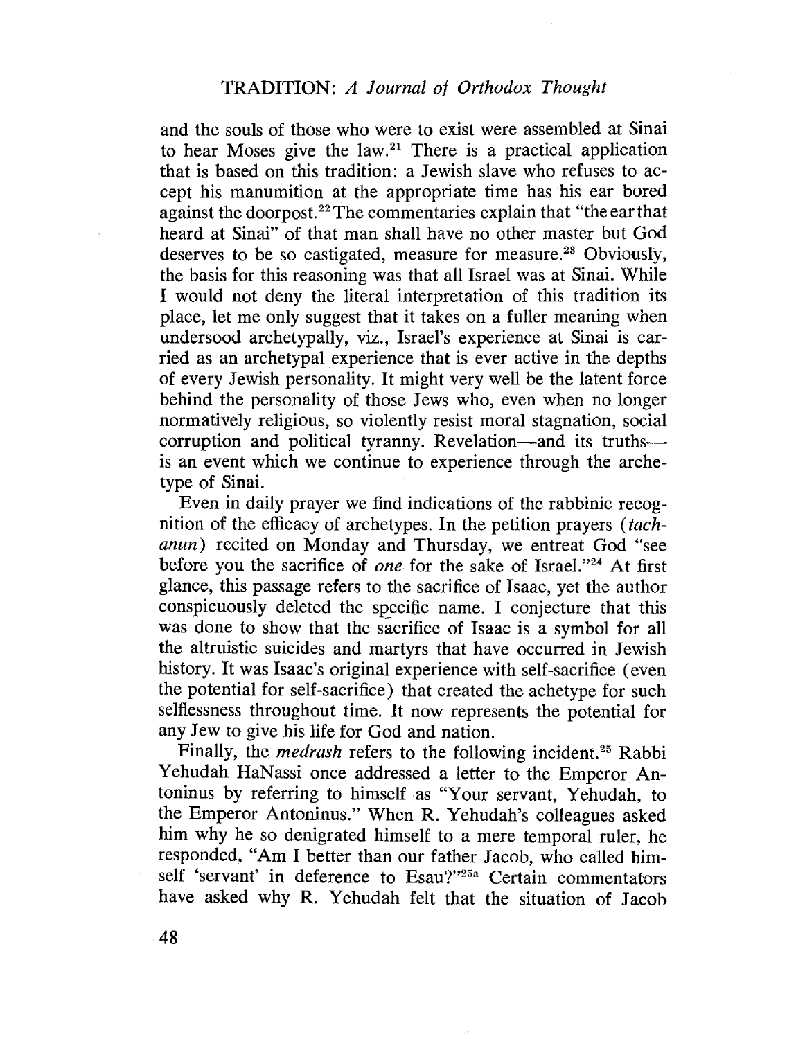and the souls of those who were to exist were assembled at Sinai to hear Moses give the law.[21] There is a practical application that is based on this tradition: a Jewish slave who refuses to accept his manumition at the appropriate time has his ear bored against the doorpost.[22] The commentaries explain that "the ear that heard at Sinai" of that man shall have no other master but God deserves to be so castigated, measure for measure.[23] Obviously, the basis for this reasoning was that all Israel was at Sinai. While I would not deny the literal interpretation of this tradition its place, let me only suggest that it takes on a fuller meaning when undersood archetypally, viz., Israel's experience at Sinai is carried as an archetypal experience that is ever active in the depths of every Jewish personality. It might very well be the latent force behind the personality of those Jews who, even when no longer normatively religious, so violently resist moral stagnation, social corruption and political tyranny. Revelation—and its truths—is an event which we continue to experience through the archetype of Sinai.

Even in daily prayer we find indications of the rabbinic recognition of the efficacy of archetypes. In the petition prayers (*tachanun*) recited on Monday and Thursday, we entreat God "see before you the sacrifice of *one* for the sake of Israel."[24] At first glance, this passage refers to the sacrifice of Isaac, yet the author conspicuously deleted the specific name. I conjecture that this was done to show that the sacrifice of Isaac is a symbol for all the altruistic suicides and martyrs that have occurred in Jewish history. It was Isaac's original experience with self-sacrifice (even the potential for self-sacrifice) that created the achetype for such selflessness throughout time. It now represents the potential for any Jew to give his life for God and nation.

Finally, the *medrash* refers to the following incident.[25] Rabbi Yehudah HaNassi once addressed a letter to the Emperor Antoninus by referring to himself as "Your servant, Yehudah, to the Emperor Antoninus." When R. Yehudah's colleagues asked him why he so denigrated himself to a mere temporal ruler, he responded, "Am I better than our father Jacob, who called himself 'servant' in deference to Esau?"[25a] Certain commentators have asked why R. Yehudah felt that the situation of Jacob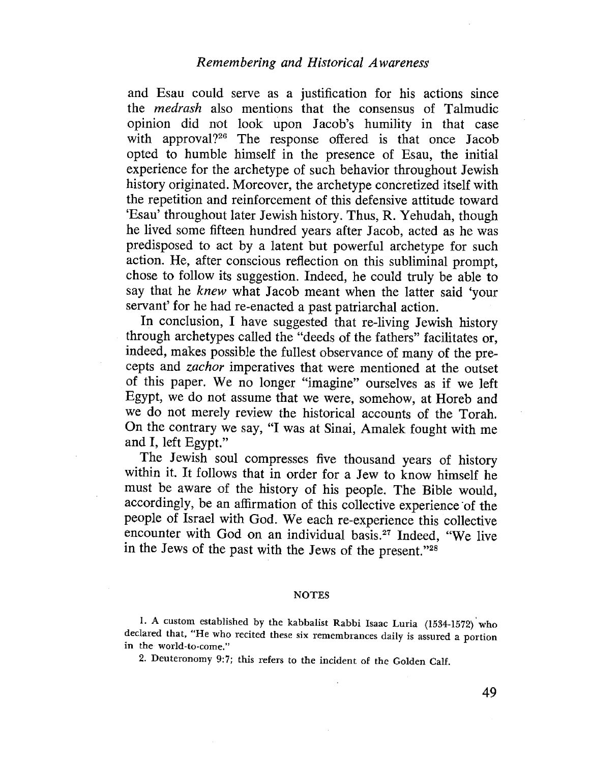and Esau could serve as a justification for his actions since the *medrash* also mentions that the consensus of Talmudic opinion did not look upon Jacob's humility in that case with approval?[26] The response offered is that once Jacob opted to humble himself in the presence of Esau, the initial experience for the archetype of such behavior throughout Jewish history originated. Moreover, the archetype concretized itself with the repetition and reinforcement of this defensive attitude toward 'Esau' throughout later Jewish history. Thus, R. Yehudah, though he lived some fifteen hundred years after Jacob, acted as he was predisposed to act by a latent but powerful archetype for such action. He, after conscious reflection on this subliminal prompt, chose to follow its suggestion. Indeed, he could truly be able to say that he *knew* what Jacob meant when the latter said 'your servant' for he had re-enacted a past patriarchal action.

In conclusion, I have suggested that re-living Jewish history through archetypes called the "deeds of the fathers" facilitates or, indeed, makes possible the fullest observance of many of the precepts and *zachor* imperatives that were mentioned at the outset of this paper. We no longer "imagine" ourselves as if we left Egypt, we do not assume that we were, somehow, at Horeb and we do not merely review the historical accounts of the Torah. On the contrary we say, "I was at Sinai, Amalek fought with me and I, left Egypt."

The Jewish soul compresses five thousand years of history within it. It follows that in order for a Jew to know himself he must be aware of the history of his people. The Bible would, accordingly, be an affirmation of this collective experience of the people of Israel with God. We each re-experience this collective encounter with God on an individual basis.[27] Indeed, "We live in the Jews of the past with the Jews of the present."[28]

## NOTES

1. A custom established by the kabbalist Rabbi Isaac Luria (1534-1572) who declared that, "He who recited these six remembrances daily is assured a portion in the world-to-come."

2. Deuteronomy 9:7; this refers to the incident of the Golden Calf.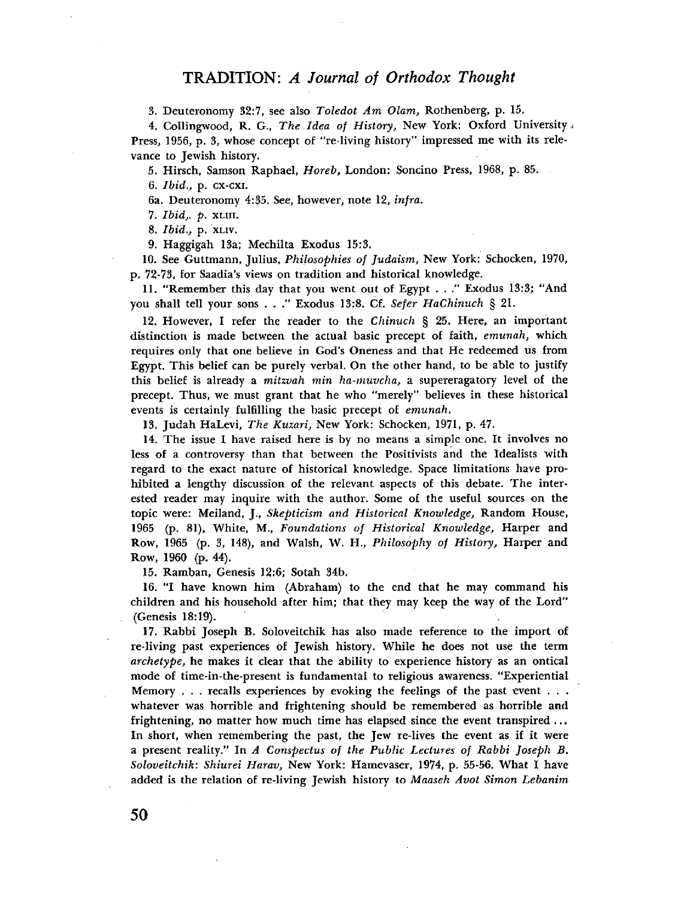3. Deuteronomy 32:7, see also *Toledot Am Olam,* Rothenberg, p. 15.

4. Collingwood, R. G., *The Idea of History,* New York: Oxford University Press, 1956, p. 3, whose concept of "re-living history" impressed me with its relevance to Jewish history.

5. Hirsch, Samson Raphael, *Horeb,* London: Soncino Press, 1968, p. 85.

6. *Ibid.,* p. CX-CXI.

6a. Deuteronomy 4:35. See, however, note 12, *infra.*

7. *Ibid,. p.* XLIII.

8. *Ibid.,* p. XLIV.

9. Haggigah 13a; Mechilta Exodus 15:3.

10. See Guttmann, Julius, *Philosophies of Judaism,* New York: Schocken, 1970, p. 72-73, for Saadia's views on tradition and historical knowledge.

11. "Remember this day that you went out of Egypt . . ." Exodus 13:3; "And you shall tell your sons . . ." Exodus 13:8. Cf. *Sefer HaChinuch* § 21.

12. However, I refer the reader to the *Chinuch* § 25. Here, an important distinction is made between the actual basic precept of faith, *emunah,* which requires only that one believe in God's Oneness and that He redeemed us from Egypt. This belief can be purely verbal. On the other hand, to be able to justify this belief is already a *mitzvah min ha-muvcha,* a supereragatory level of the precept. Thus, we must grant that he who "merely" believes in these historical events is certainly fulfilling the basic precept of *emunah.*

13. Judah HaLevi, *The Kuzari,* New York: Schocken, 1971, p. 47.

14. The issue I have raised here is by no means a simple one. It involves no less of a controversy than that between the Positivists and the Idealists with regard to the exact nature of historical knowledge. Space limitations have prohibited a lengthy discussion of the relevant aspects of this debate. The interested reader may inquire with the author. Some of the useful sources on the topic were: Meiland, J., *Skepticism and Historical Knowledge,* Random House, 1965 (p. 81), White, M., *Foundations of Historical Knowledge,* Harper and Row, 1965 (p. 3, 148), and Walsh, W. H., *Philosophy of History,* Harper and Row, 1960 (p. 44).

15. Ramban, Genesis 12:6; Sotah 34b.

16. "I have known him (Abraham) to the end that he may command his children and his household after him; that they may keep the way of the Lord" (Genesis 18:19).

17. Rabbi Joseph B. Soloveitchik has also made reference to the import of re-living past experiences of Jewish history. While he does not use the term *archetype,* he makes it clear that the ability to experience history as an ontical mode of time-in-the-present is fundamental to religious awareness. "Experiential Memory . . . recalls experiences by evoking the feelings of the past event . . . whatever was horrible and frightening should be remembered as horrible and frightening, no matter how much time has elapsed since the event transpired ... In short, when remembering the past, the Jew re-lives the event as if it were a present reality." In *A Conspectus of the Public Lectures of Rabbi Joseph B. Soloveitchik: Shiurei Harav,* New York: Hamevaser, 1974, p. 55-56. What I have added is the relation of re-living Jewish history to *Maaseh Avot Simon Lebanim*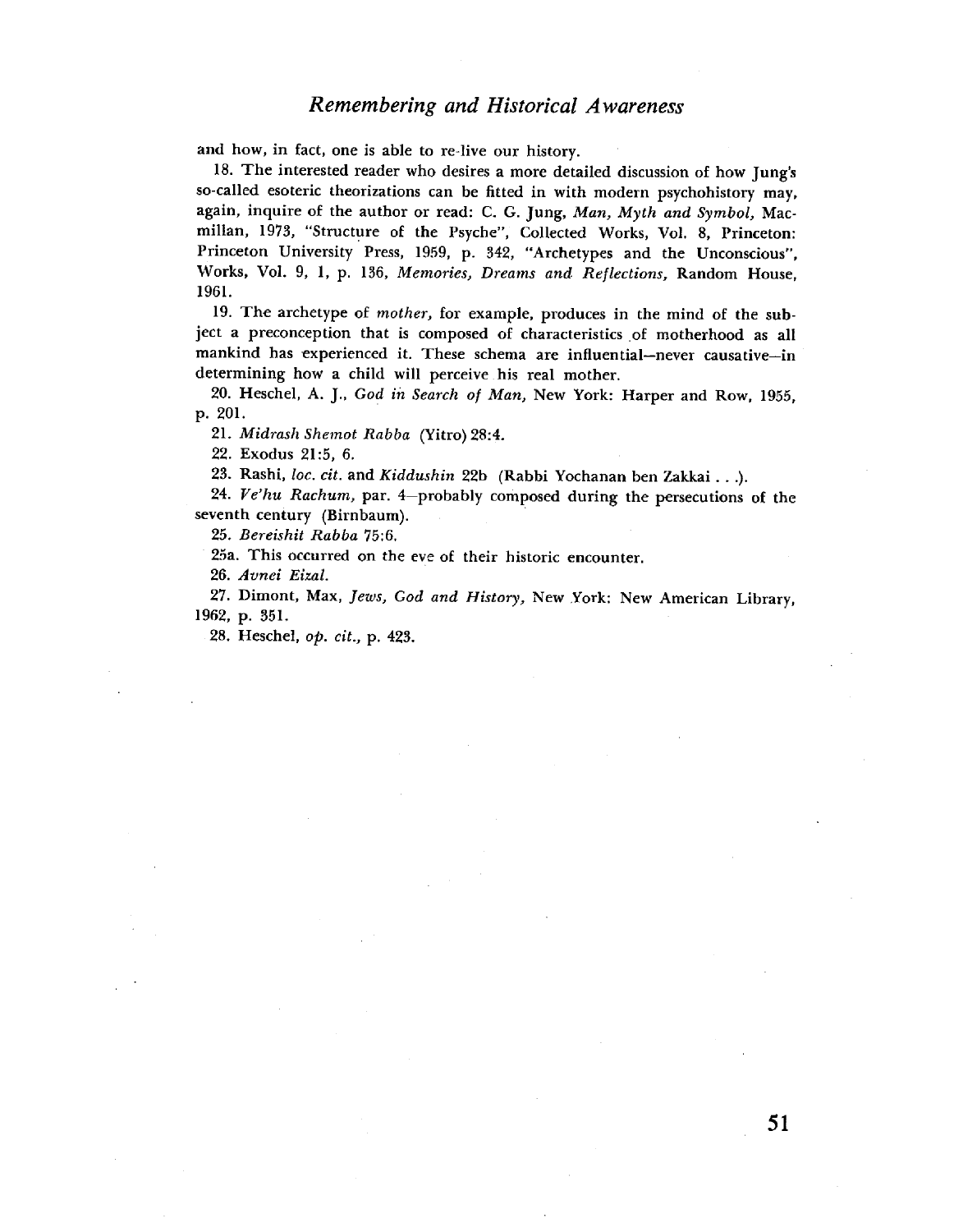and how, in fact, one is able to re-live our history.

18. The interested reader who desires a more detailed discussion of how Jung's so-called esoteric theorizations can be fitted in with modern psychohistory may, again, inquire of the author or read: C. G. Jung, *Man, Myth and Symbol,* Macmillan, 1973, "Structure of the Psyche", Collected Works, Vol. 8, Princeton: Princeton University Press, 1959, p. 342, "Archetypes and the Unconscious", Works, Vol. 9, 1, p. 136, *Memories, Dreams and Reflections,* Random House, 1961.

19. The archetype of *mother,* for example, produces in the mind of the subject a preconception that is composed of characteristics of motherhood as all mankind has experienced it. These schema are influential—never causative—in determining how a child will perceive his real mother.

20. Heschel, A. J., *God in Search of Man,* New York: Harper and Row, 1955, p. 201.

21. *Midrash Shemot Rabba* (Yitro) 28:4.

22. Exodus 21:5, 6.

23. Rashi, *loc. cit.* and *Kiddushin* 22b (Rabbi Yochanan ben Zakkai . . .).

24. *Ve'hu Rachum,* par. 4—probably composed during the persecutions of the seventh century (Birnbaum).

25. *Bereishit Rabba* 75:6.

25a. This occurred on the eve of their historic encounter.

26. *Avnei Eizal.*

27. Dimont, Max, *Jews, God and History,* New York: New American Library, 1962, p. 351.

28. Heschel, *op. cit.,* p. 423.